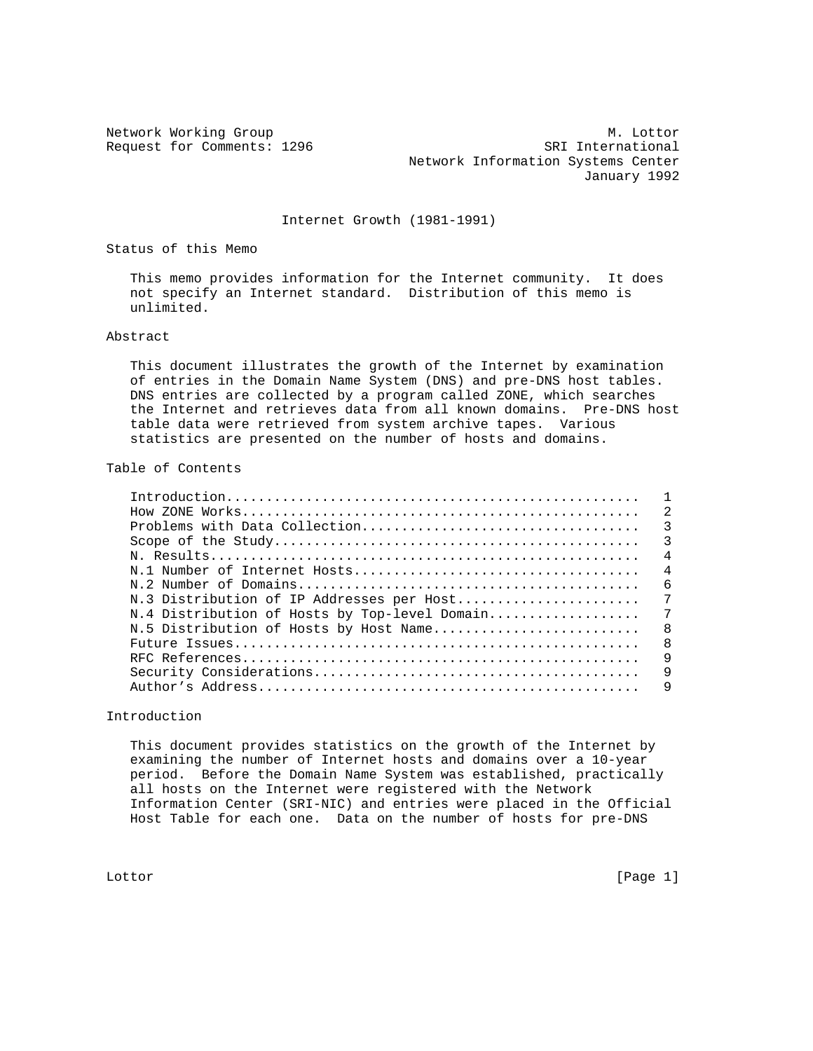Network Working Group M. Lottor
Request for Comments: 1296 SRI International
Network Information Systems Center
January 1992

# Internet Growth (1981-1991)

## Status of this Memo

This memo provides information for the Internet community. It does not specify an Internet standard. Distribution of this memo is unlimited.

## Abstract

This document illustrates the growth of the Internet by examination of entries in the Domain Name System (DNS) and pre-DNS host tables. DNS entries are collected by a program called ZONE, which searches the Internet and retrieves data from all known domains. Pre-DNS host table data were retrieved from system archive tapes. Various statistics are presented on the number of hosts and domains.

## Table of Contents

```
Introduction...................................................   1
How ZONE Works.................................................   2
Problems with Data Collection..................................   3
Scope of the Study.............................................   3
N. Results.....................................................   4
N.1 Number of Internet Hosts...................................   4
N.2 Number of Domains..........................................   6
N.3 Distribution of IP Addresses per Host......................   7
N.4 Distribution of Hosts by Top-level Domain..................   7
N.5 Distribution of Hosts by Host Name.........................   8
Future Issues..................................................   8
RFC References.................................................   9
Security Considerations........................................   9
Author's Address...............................................   9
```

## Introduction

This document provides statistics on the growth of the Internet by examining the number of Internet hosts and domains over a 10-year period. Before the Domain Name System was established, practically all hosts on the Internet were registered with the Network Information Center (SRI-NIC) and entries were placed in the Official Host Table for each one. Data on the number of hosts for pre-DNS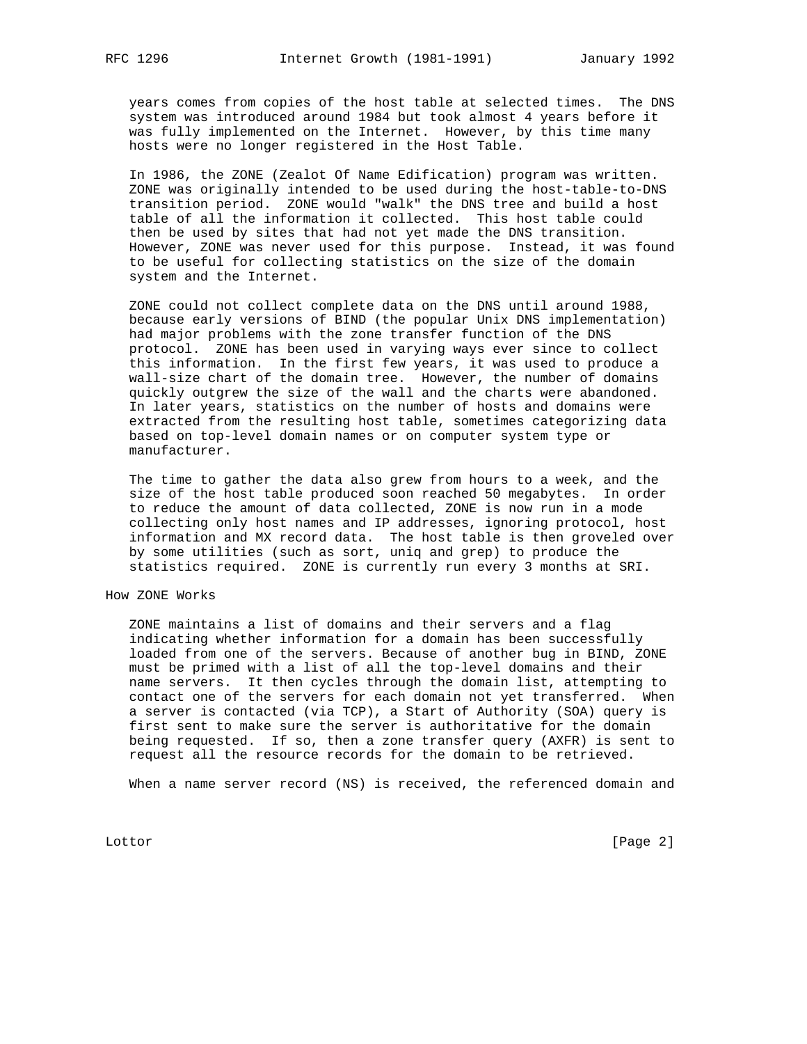years comes from copies of the host table at selected times. The DNS system was introduced around 1984 but took almost 4 years before it was fully implemented on the Internet. However, by this time many hosts were no longer registered in the Host Table.

In 1986, the ZONE (Zealot Of Name Edification) program was written. ZONE was originally intended to be used during the host-table-to-DNS transition period. ZONE would "walk" the DNS tree and build a host table of all the information it collected. This host table could then be used by sites that had not yet made the DNS transition. However, ZONE was never used for this purpose. Instead, it was found to be useful for collecting statistics on the size of the domain system and the Internet.

ZONE could not collect complete data on the DNS until around 1988, because early versions of BIND (the popular Unix DNS implementation) had major problems with the zone transfer function of the DNS protocol. ZONE has been used in varying ways ever since to collect this information. In the first few years, it was used to produce a wall-size chart of the domain tree. However, the number of domains quickly outgrew the size of the wall and the charts were abandoned. In later years, statistics on the number of hosts and domains were extracted from the resulting host table, sometimes categorizing data based on top-level domain names or on computer system type or manufacturer.

The time to gather the data also grew from hours to a week, and the size of the host table produced soon reached 50 megabytes. In order to reduce the amount of data collected, ZONE is now run in a mode collecting only host names and IP addresses, ignoring protocol, host information and MX record data. The host table is then groveled over by some utilities (such as sort, uniq and grep) to produce the statistics required. ZONE is currently run every 3 months at SRI.

## How ZONE Works

ZONE maintains a list of domains and their servers and a flag indicating whether information for a domain has been successfully loaded from one of the servers. Because of another bug in BIND, ZONE must be primed with a list of all the top-level domains and their name servers. It then cycles through the domain list, attempting to contact one of the servers for each domain not yet transferred. When a server is contacted (via TCP), a Start of Authority (SOA) query is first sent to make sure the server is authoritative for the domain being requested. If so, then a zone transfer query (AXFR) is sent to request all the resource records for the domain to be retrieved.

When a name server record (NS) is received, the referenced domain and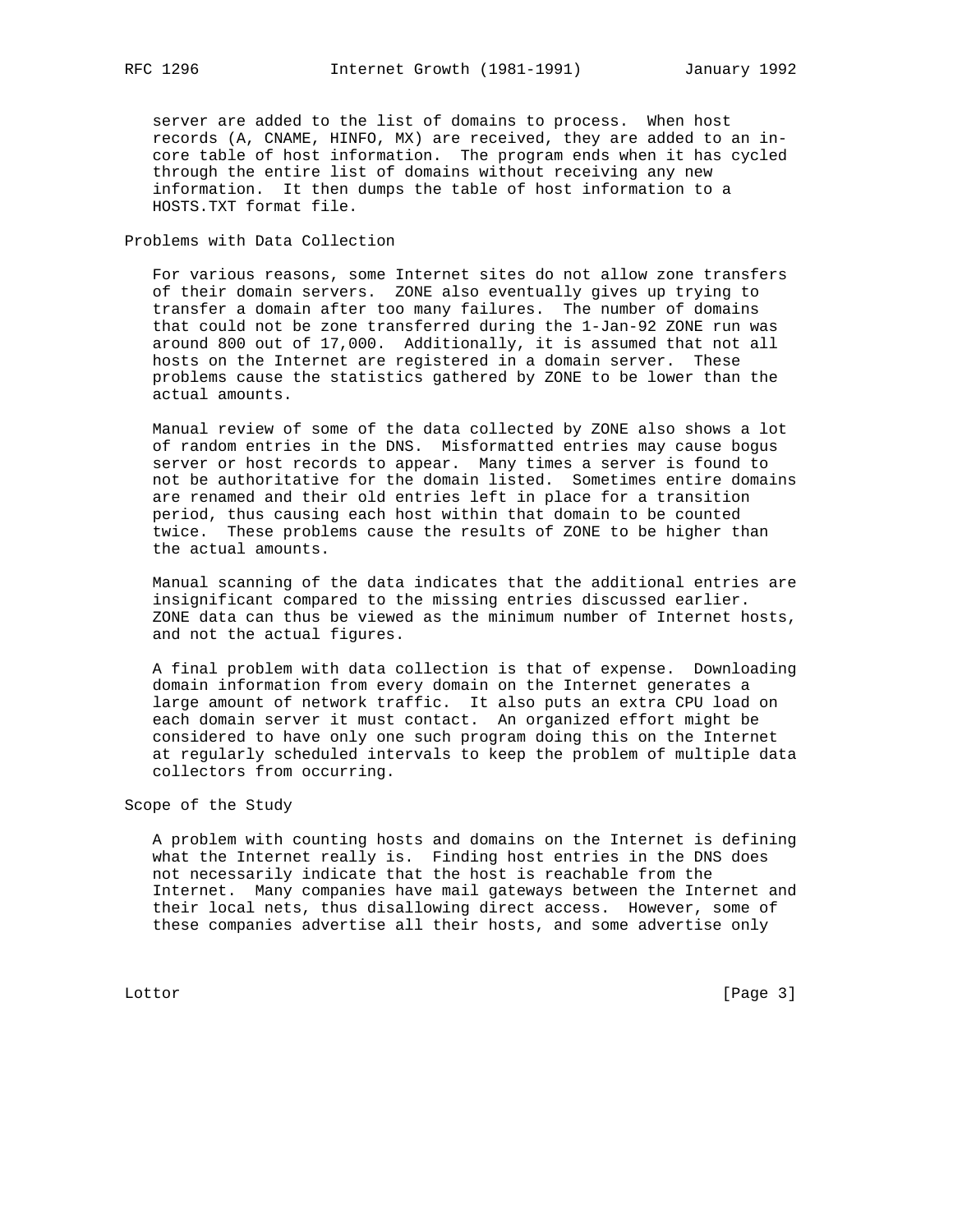server are added to the list of domains to process. When host records (A, CNAME, HINFO, MX) are received, they are added to an in-core table of host information. The program ends when it has cycled through the entire list of domains without receiving any new information. It then dumps the table of host information to a HOSTS.TXT format file.

## Problems with Data Collection

For various reasons, some Internet sites do not allow zone transfers of their domain servers. ZONE also eventually gives up trying to transfer a domain after too many failures. The number of domains that could not be zone transferred during the 1-Jan-92 ZONE run was around 800 out of 17,000. Additionally, it is assumed that not all hosts on the Internet are registered in a domain server. These problems cause the statistics gathered by ZONE to be lower than the actual amounts.

Manual review of some of the data collected by ZONE also shows a lot of random entries in the DNS. Misformatted entries may cause bogus server or host records to appear. Many times a server is found to not be authoritative for the domain listed. Sometimes entire domains are renamed and their old entries left in place for a transition period, thus causing each host within that domain to be counted twice. These problems cause the results of ZONE to be higher than the actual amounts.

Manual scanning of the data indicates that the additional entries are insignificant compared to the missing entries discussed earlier. ZONE data can thus be viewed as the minimum number of Internet hosts, and not the actual figures.

A final problem with data collection is that of expense. Downloading domain information from every domain on the Internet generates a large amount of network traffic. It also puts an extra CPU load on each domain server it must contact. An organized effort might be considered to have only one such program doing this on the Internet at regularly scheduled intervals to keep the problem of multiple data collectors from occurring.

## Scope of the Study

A problem with counting hosts and domains on the Internet is defining what the Internet really is. Finding host entries in the DNS does not necessarily indicate that the host is reachable from the Internet. Many companies have mail gateways between the Internet and their local nets, thus disallowing direct access. However, some of these companies advertise all their hosts, and some advertise only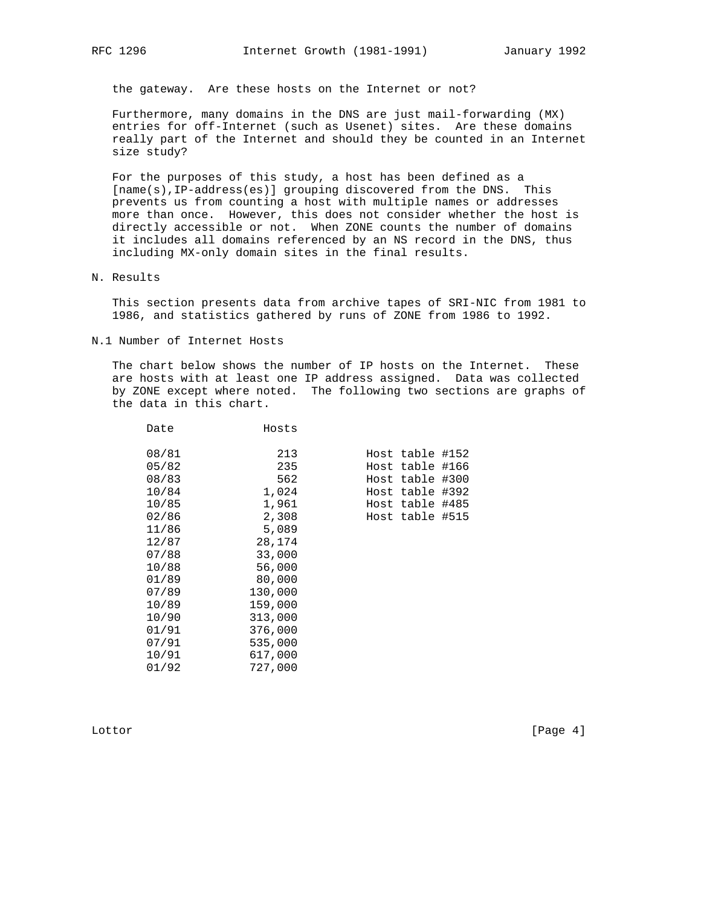the gateway. Are these hosts on the Internet or not?

Furthermore, many domains in the DNS are just mail-forwarding (MX) entries for off-Internet (such as Usenet) sites. Are these domains really part of the Internet and should they be counted in an Internet size study?

For the purposes of this study, a host has been defined as a [name(s),IP-address(es)] grouping discovered from the DNS. This prevents us from counting a host with multiple names or addresses more than once. However, this does not consider whether the host is directly accessible or not. When ZONE counts the number of domains it includes all domains referenced by an NS record in the DNS, thus including MX-only domain sites in the final results.

## N. Results

This section presents data from archive tapes of SRI-NIC from 1981 to 1986, and statistics gathered by runs of ZONE from 1986 to 1992.

### N.1 Number of Internet Hosts

The chart below shows the number of IP hosts on the Internet. These are hosts with at least one IP address assigned. Data was collected by ZONE except where noted. The following two sections are graphs of the data in this chart.

| Date | Hosts | |
|---|---|---|
| 08/81 | 213 | Host table #152 |
| 05/82 | 235 | Host table #166 |
| 08/83 | 562 | Host table #300 |
| 10/84 | 1,024 | Host table #392 |
| 10/85 | 1,961 | Host table #485 |
| 02/86 | 2,308 | Host table #515 |
| 11/86 | 5,089 | |
| 12/87 | 28,174 | |
| 07/88 | 33,000 | |
| 10/88 | 56,000 | |
| 01/89 | 80,000 | |
| 07/89 | 130,000 | |
| 10/89 | 159,000 | |
| 10/90 | 313,000 | |
| 01/91 | 376,000 | |
| 07/91 | 535,000 | |
| 10/91 | 617,000 | |
| 01/92 | 727,000 | |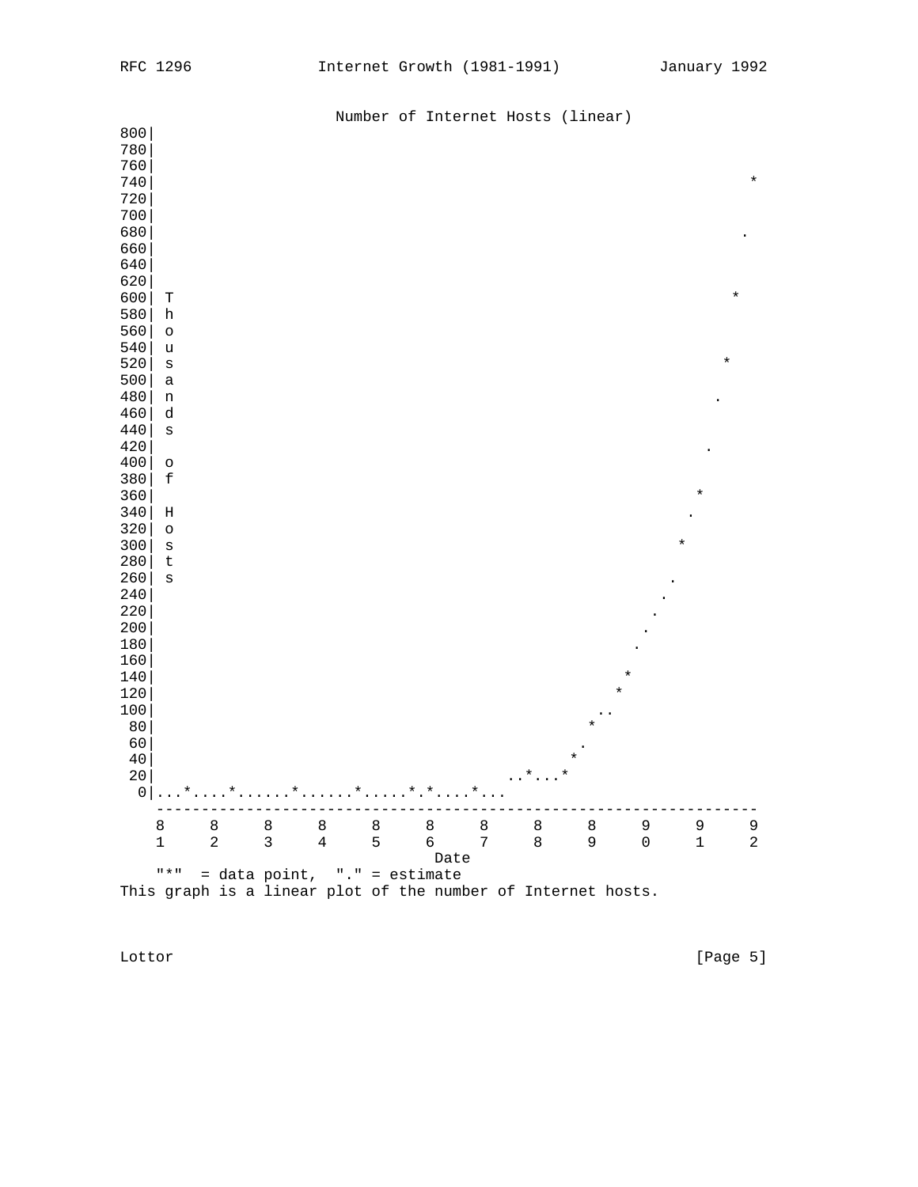```
                      Number of Internet Hosts (linear)
800|
780|
760|
740|                                                                    *
720|
700|
680|                                                                   .
660|
640|
620|
600|  T                                                               *
580|  h
560|  o
540|  u
520|  s                                                              *
500|  a
480|  n                                                             .
460|  d
440|  s
420|                                                               .
400|  o
380|  f
360|                                                              *
340|  H                                                          .
320|  o
300|  s                                                        *
280|  t
260|  s                                                      .
240|                                                          .
220|                                                         .
200|                                                        .
180|                                                       .
160|
140|                                                      *
120|                                                     *
100|                                                   ..
 80|                                                  *
 60|                                                 .
 40|                                                *
 20|                                          ..*...*
  0|...*....*......*......*.....*.*....*...
    ------------------------------------------------------------------
    8     8     8     8     8     8     8     8     8     9     9     9
    1     2     3     4     5     6     7     8     9     0     1     2
                                 Date
    "*"  = data point,  "." = estimate
This graph is a linear plot of the number of Internet hosts.
```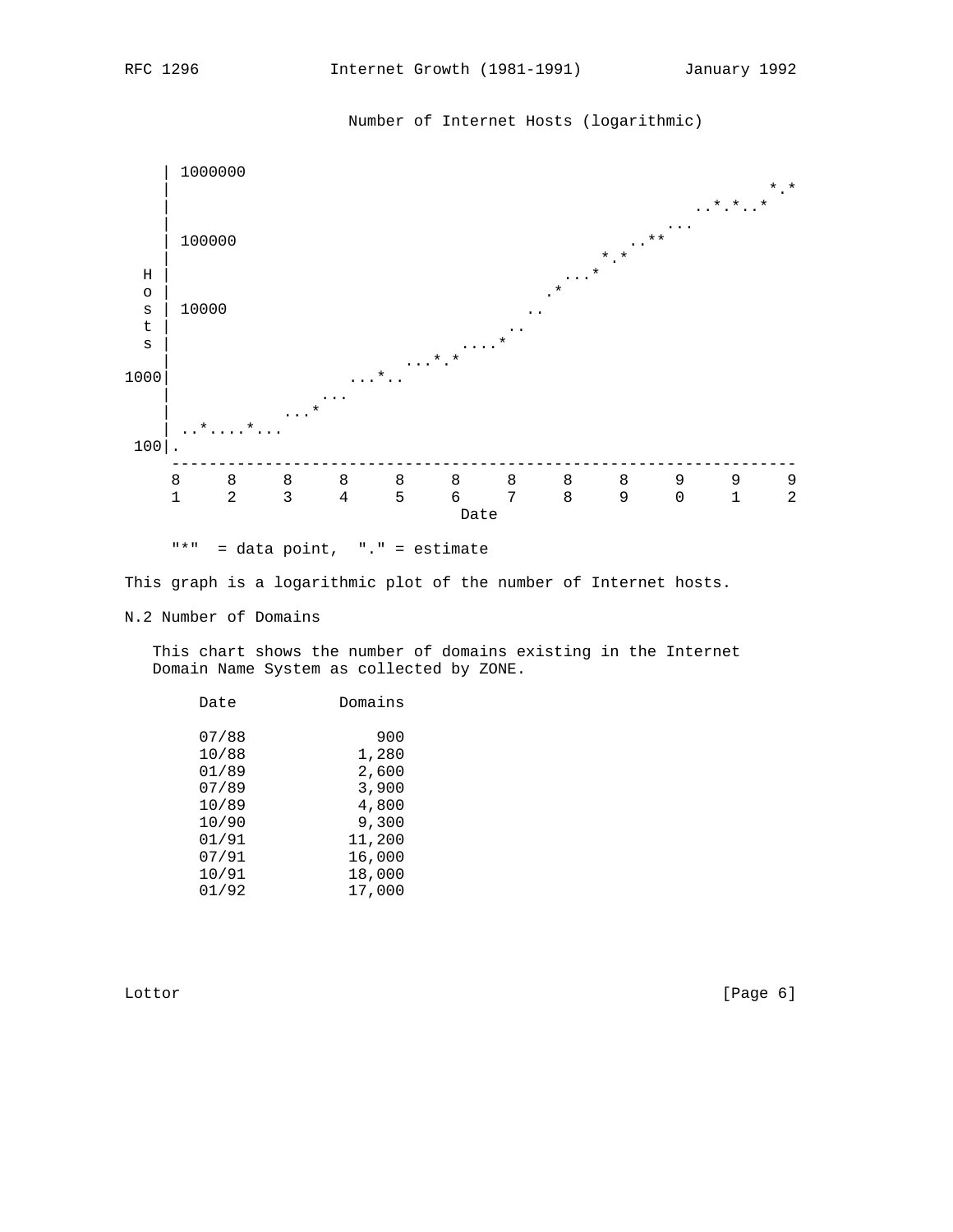Number of Internet Hosts (logarithmic)

```
    | 1000000
    |                                                                  *.*
    |                                                          ..*.*..*
    |                                                       ...
    | 100000                                           ..**
    |                                               *.*
  H |                                           ...*
  o |                                         .*
  s | 10000                                 ..
  t |                                     ..
  s |                                ....*
    |                           ...*.*
1000|                      ...*..
    |                   ...
    |              ...*
    | ..*....*...
 100|.
     ------------------------------------------------------------------
     8     8     8     8     8     8     8     8     8     9     9     9
     1     2     3     4     5     6     7     8     9     0     1     2
                                    Date

     "*"  = data point,  "." = estimate
```

This graph is a logarithmic plot of the number of Internet hosts.

N.2 Number of Domains

This chart shows the number of domains existing in the Internet Domain Name System as collected by ZONE.

| Date | Domains |
|---|---|
| 07/88 | 900 |
| 10/88 | 1,280 |
| 01/89 | 2,600 |
| 07/89 | 3,900 |
| 10/89 | 4,800 |
| 10/90 | 9,300 |
| 01/91 | 11,200 |
| 07/91 | 16,000 |
| 10/91 | 18,000 |
| 01/92 | 17,000 |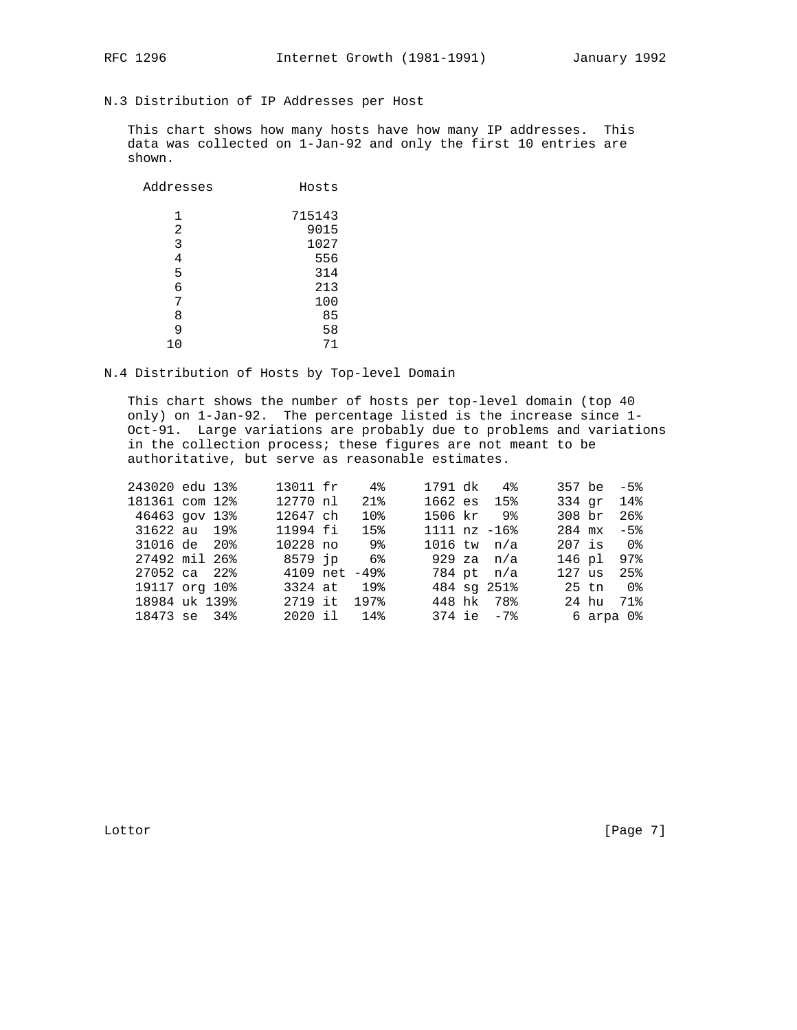### N.3 Distribution of IP Addresses per Host

This chart shows how many hosts have how many IP addresses. This data was collected on 1-Jan-92 and only the first 10 entries are shown.

| Addresses | Hosts |
|---|---|
| 1 | 715143 |
| 2 | 9015 |
| 3 | 1027 |
| 4 | 556 |
| 5 | 314 |
| 6 | 213 |
| 7 | 100 |
| 8 | 85 |
| 9 | 58 |
| 10 | 71 |

### N.4 Distribution of Hosts by Top-level Domain

This chart shows the number of hosts per top-level domain (top 40 only) on 1-Jan-92. The percentage listed is the increase since 1-Oct-91. Large variations are probably due to problems and variations in the collection process; these figures are not meant to be authoritative, but serve as reasonable estimates.

```
243020 edu 13%     13011 fr    4%     1791 dk   4%     357 be  -5%
181361 com 12%     12770 nl   21%     1662 es  15%     334 gr  14%
 46463 gov 13%     12647 ch   10%     1506 kr   9%     308 br  26%
 31622 au  19%     11994 fi   15%     1111 nz -16%     284 mx  -5%
 31016 de  20%     10228 no    9%     1016 tw  n/a     207 is   0%
 27492 mil 26%      8579 jp    6%      929 za  n/a     146 pl  97%
 27052 ca  22%      4109 net -49%      784 pt  n/a     127 us  25%
 19117 org 10%      3324 at   19%      484 sg 251%      25 tn   0%
 18984 uk 139%      2719 it  197%      448 hk  78%      24 hu  71%
 18473 se  34%      2020 il   14%      374 ie  -7%       6 arpa 0%
```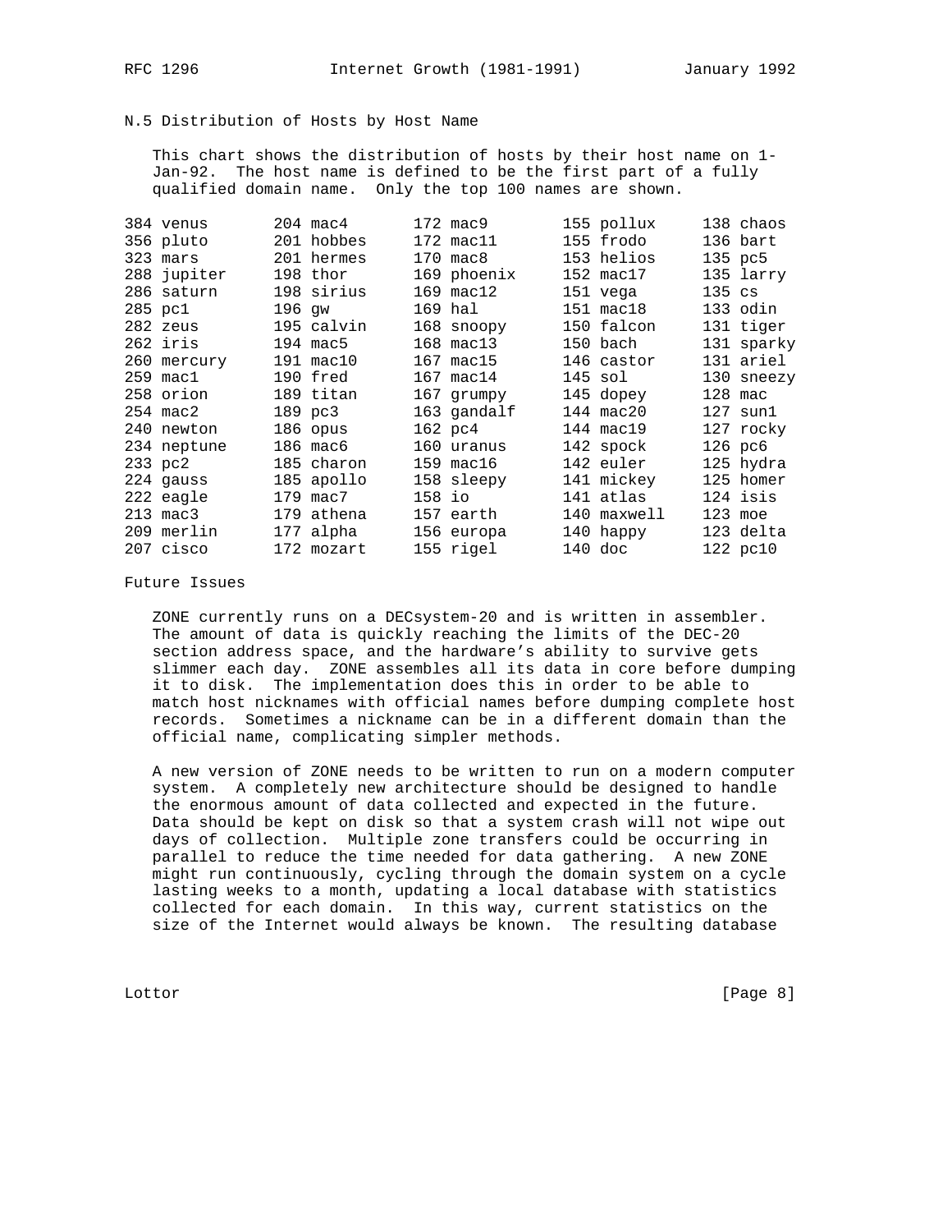## N.5 Distribution of Hosts by Host Name

This chart shows the distribution of hosts by their host name on 1-Jan-92. The host name is defined to be the first part of a fully qualified domain name. Only the top 100 names are shown.

```
384 venus       204 mac4       172 mac9       155 pollux     138 chaos
356 pluto       201 hobbes     172 mac11      155 frodo      136 bart
323 mars        201 hermes     170 mac8       153 helios     135 pc5
288 jupiter     198 thor       169 phoenix    152 mac17      135 larry
286 saturn      198 sirius     169 mac12      151 vega       135 cs
285 pc1         196 gw         169 hal        151 mac18      133 odin
282 zeus        195 calvin     168 snoopy     150 falcon     131 tiger
262 iris        194 mac5       168 mac13      150 bach       131 sparky
260 mercury     191 mac10      167 mac15      146 castor     131 ariel
259 mac1        190 fred       167 mac14      145 sol        130 sneezy
258 orion       189 titan      167 grumpy     145 dopey      128 mac
254 mac2        189 pc3        163 gandalf    144 mac20      127 sun1
240 newton      186 opus       162 pc4        144 mac19      127 rocky
234 neptune     186 mac6       160 uranus     142 spock      126 pc6
233 pc2         185 charon     159 mac16      142 euler      125 hydra
224 gauss       185 apollo     158 sleepy     141 mickey     125 homer
222 eagle       179 mac7       158 io         141 atlas      124 isis
213 mac3        179 athena     157 earth      140 maxwell    123 moe
209 merlin      177 alpha      156 europa     140 happy      123 delta
207 cisco       172 mozart     155 rigel      140 doc        122 pc10
```

## Future Issues

ZONE currently runs on a DECsystem-20 and is written in assembler. The amount of data is quickly reaching the limits of the DEC-20 section address space, and the hardware's ability to survive gets slimmer each day. ZONE assembles all its data in core before dumping it to disk. The implementation does this in order to be able to match host nicknames with official names before dumping complete host records. Sometimes a nickname can be in a different domain than the official name, complicating simpler methods.

A new version of ZONE needs to be written to run on a modern computer system. A completely new architecture should be designed to handle the enormous amount of data collected and expected in the future. Data should be kept on disk so that a system crash will not wipe out days of collection. Multiple zone transfers could be occurring in parallel to reduce the time needed for data gathering. A new ZONE might run continuously, cycling through the domain system on a cycle lasting weeks to a month, updating a local database with statistics collected for each domain. In this way, current statistics on the size of the Internet would always be known. The resulting database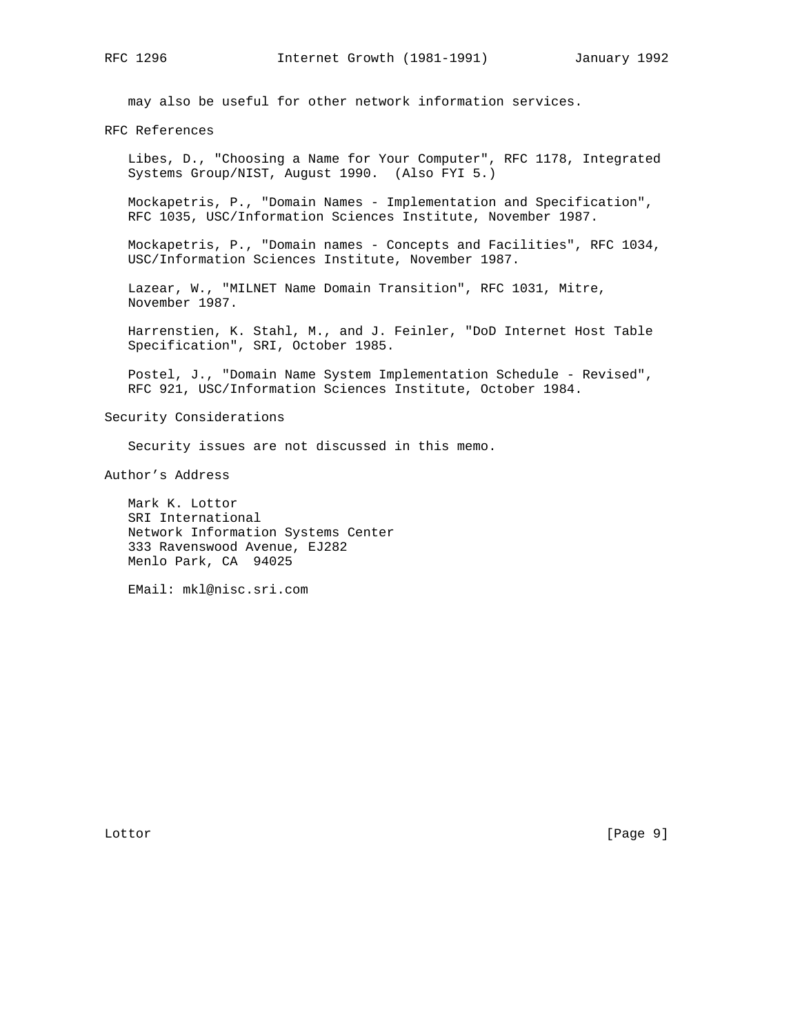may also be useful for other network information services.

## RFC References

Libes, D., "Choosing a Name for Your Computer", RFC 1178, Integrated Systems Group/NIST, August 1990. (Also FYI 5.)

Mockapetris, P., "Domain Names - Implementation and Specification", RFC 1035, USC/Information Sciences Institute, November 1987.

Mockapetris, P., "Domain names - Concepts and Facilities", RFC 1034, USC/Information Sciences Institute, November 1987.

Lazear, W., "MILNET Name Domain Transition", RFC 1031, Mitre, November 1987.

Harrenstien, K. Stahl, M., and J. Feinler, "DoD Internet Host Table Specification", SRI, October 1985.

Postel, J., "Domain Name System Implementation Schedule - Revised", RFC 921, USC/Information Sciences Institute, October 1984.

## Security Considerations

Security issues are not discussed in this memo.

## Author's Address

Mark K. Lottor
SRI International
Network Information Systems Center
333 Ravenswood Avenue, EJ282
Menlo Park, CA  94025

EMail: mkl@nisc.sri.com